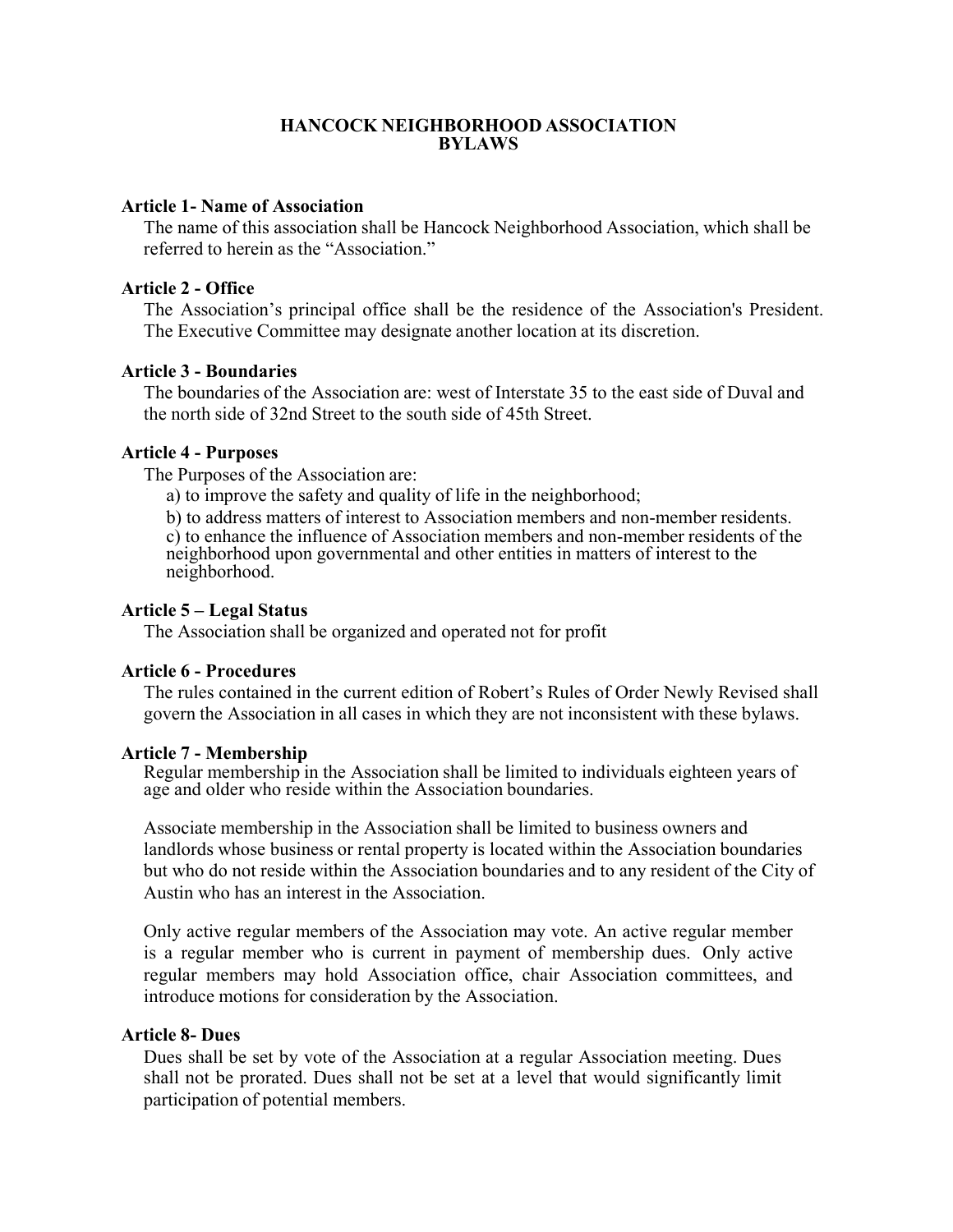# HANCOCK NEIGHBORHOOD ASSOCIATION
# BYLAWS

**Article 1- Name of Association**

The name of this association shall be Hancock Neighborhood Association, which shall be referred to herein as the "Association."

**Article 2 - Office**

The Association's principal office shall be the residence of the Association's President. The Executive Committee may designate another location at its discretion.

**Article 3 - Boundaries**

The boundaries of the Association are: west of Interstate 35 to the east side of Duval and the north side of 32nd Street to the south side of 45th Street.

**Article 4 - Purposes**

The Purposes of the Association are:

a) to improve the safety and quality of life in the neighborhood;

b) to address matters of interest to Association members and non-member residents.

c) to enhance the influence of Association members and non-member residents of the neighborhood upon governmental and other entities in matters of interest to the neighborhood.

**Article 5 – Legal Status**

The Association shall be organized and operated not for profit

**Article 6 - Procedures**

The rules contained in the current edition of Robert's Rules of Order Newly Revised shall govern the Association in all cases in which they are not inconsistent with these bylaws.

**Article 7 - Membership**

Regular membership in the Association shall be limited to individuals eighteen years of age and older who reside within the Association boundaries.

Associate membership in the Association shall be limited to business owners and landlords whose business or rental property is located within the Association boundaries but who do not reside within the Association boundaries and to any resident of the City of Austin who has an interest in the Association.

Only active regular members of the Association may vote. An active regular member is a regular member who is current in payment of membership dues. Only active regular members may hold Association office, chair Association committees, and introduce motions for consideration by the Association.

**Article 8- Dues**

Dues shall be set by vote of the Association at a regular Association meeting. Dues shall not be prorated. Dues shall not be set at a level that would significantly limit participation of potential members.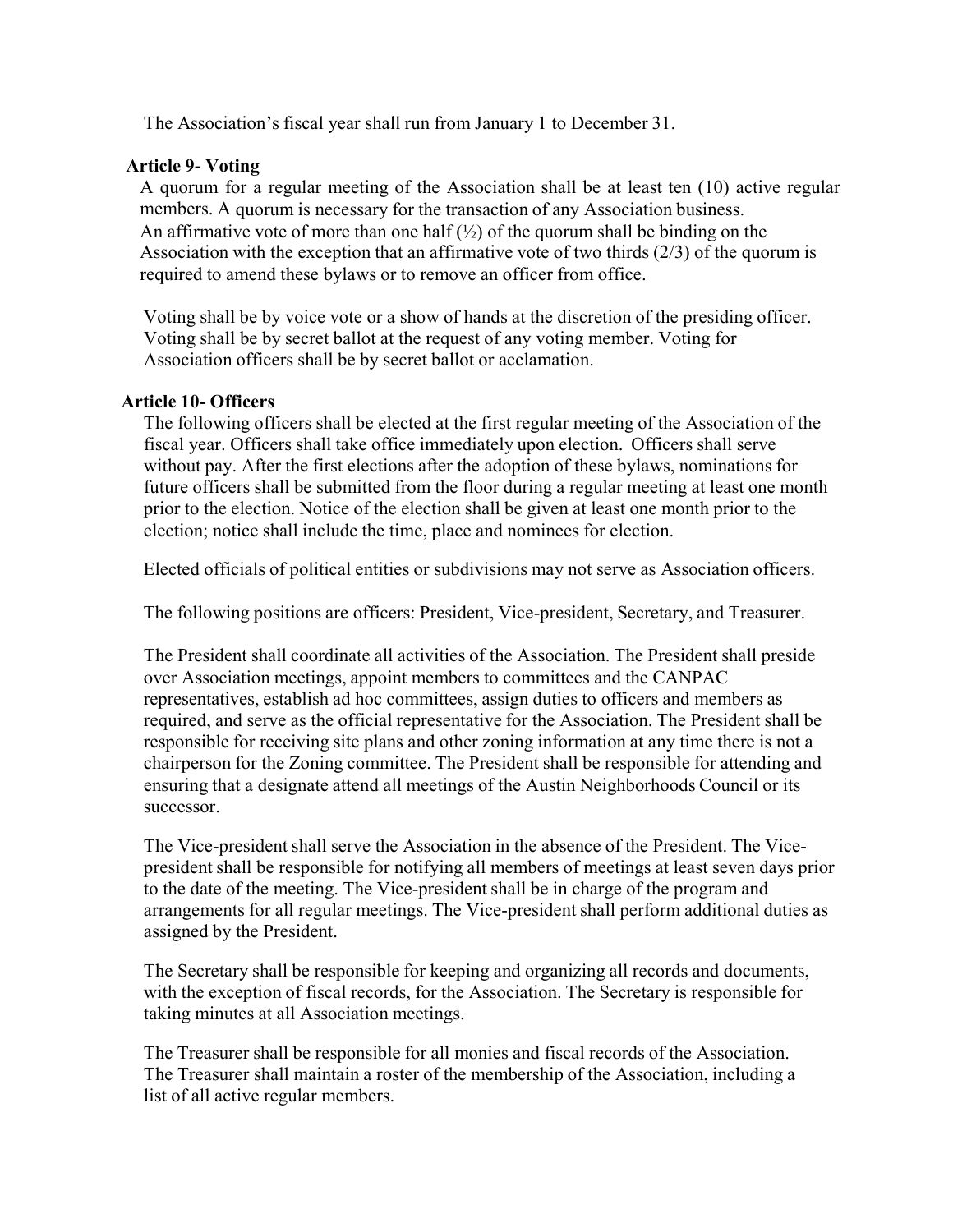The Association's fiscal year shall run from January 1 to December 31.

### Article 9- Voting

A quorum for a regular meeting of the Association shall be at least ten (10) active regular members. A quorum is necessary for the transaction of any Association business. An affirmative vote of more than one half (½) of the quorum shall be binding on the Association with the exception that an affirmative vote of two thirds (2/3) of the quorum is required to amend these bylaws or to remove an officer from office.

Voting shall be by voice vote or a show of hands at the discretion of the presiding officer. Voting shall be by secret ballot at the request of any voting member. Voting for Association officers shall be by secret ballot or acclamation.

### Article 10- Officers

The following officers shall be elected at the first regular meeting of the Association of the fiscal year. Officers shall take office immediately upon election. Officers shall serve without pay. After the first elections after the adoption of these bylaws, nominations for future officers shall be submitted from the floor during a regular meeting at least one month prior to the election. Notice of the election shall be given at least one month prior to the election; notice shall include the time, place and nominees for election.

Elected officials of political entities or subdivisions may not serve as Association officers.

The following positions are officers: President, Vice-president, Secretary, and Treasurer.

The President shall coordinate all activities of the Association. The President shall preside over Association meetings, appoint members to committees and the CANPAC representatives, establish ad hoc committees, assign duties to officers and members as required, and serve as the official representative for the Association. The President shall be responsible for receiving site plans and other zoning information at any time there is not a chairperson for the Zoning committee. The President shall be responsible for attending and ensuring that a designate attend all meetings of the Austin Neighborhoods Council or its successor.

The Vice-president shall serve the Association in the absence of the President. The Vice-president shall be responsible for notifying all members of meetings at least seven days prior to the date of the meeting. The Vice-president shall be in charge of the program and arrangements for all regular meetings. The Vice-president shall perform additional duties as assigned by the President.

The Secretary shall be responsible for keeping and organizing all records and documents, with the exception of fiscal records, for the Association. The Secretary is responsible for taking minutes at all Association meetings.

The Treasurer shall be responsible for all monies and fiscal records of the Association. The Treasurer shall maintain a roster of the membership of the Association, including a list of all active regular members.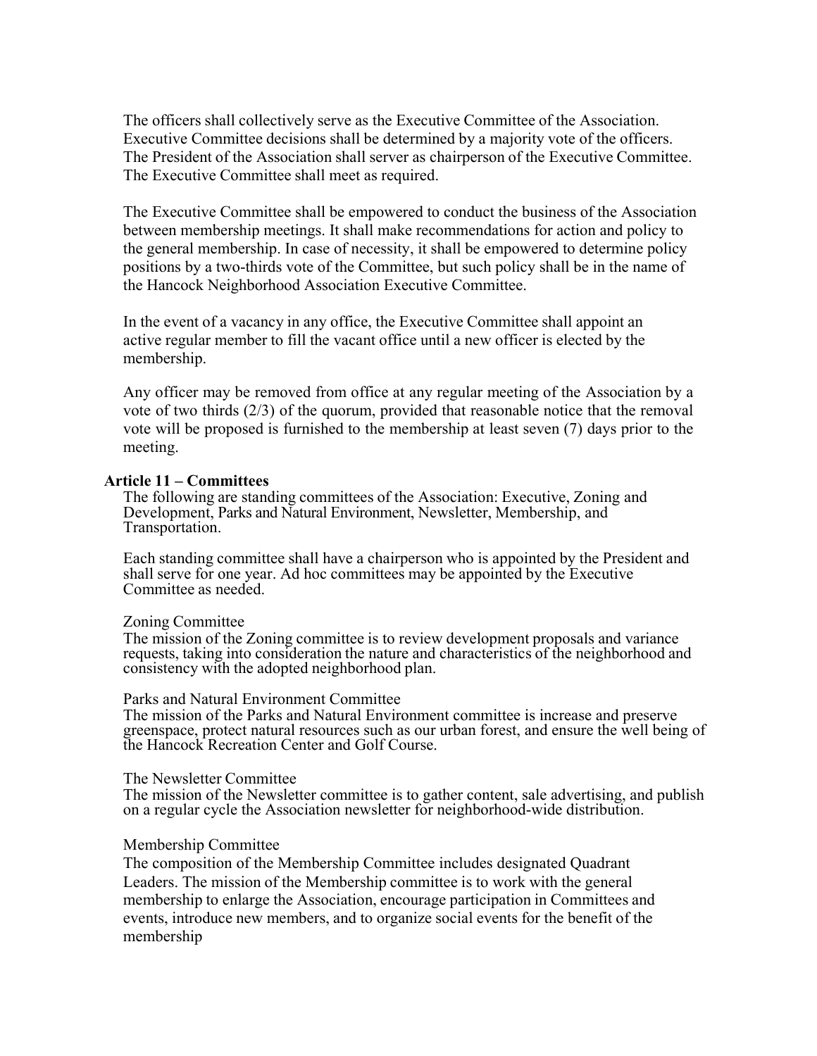The officers shall collectively serve as the Executive Committee of the Association. Executive Committee decisions shall be determined by a majority vote of the officers. The President of the Association shall server as chairperson of the Executive Committee. The Executive Committee shall meet as required.

The Executive Committee shall be empowered to conduct the business of the Association between membership meetings. It shall make recommendations for action and policy to the general membership. In case of necessity, it shall be empowered to determine policy positions by a two-thirds vote of the Committee, but such policy shall be in the name of the Hancock Neighborhood Association Executive Committee.

In the event of a vacancy in any office, the Executive Committee shall appoint an active regular member to fill the vacant office until a new officer is elected by the membership.

Any officer may be removed from office at any regular meeting of the Association by a vote of two thirds (2/3) of the quorum, provided that reasonable notice that the removal vote will be proposed is furnished to the membership at least seven (7) days prior to the meeting.

## Article 11 – Committees

The following are standing committees of the Association: Executive, Zoning and Development, Parks and Natural Environment, Newsletter, Membership, and Transportation.

Each standing committee shall have a chairperson who is appointed by the President and shall serve for one year. Ad hoc committees may be appointed by the Executive Committee as needed.

Zoning Committee
The mission of the Zoning committee is to review development proposals and variance requests, taking into consideration the nature and characteristics of the neighborhood and consistency with the adopted neighborhood plan.

Parks and Natural Environment Committee
The mission of the Parks and Natural Environment committee is increase and preserve greenspace, protect natural resources such as our urban forest, and ensure the well being of the Hancock Recreation Center and Golf Course.

The Newsletter Committee
The mission of the Newsletter committee is to gather content, sale advertising, and publish on a regular cycle the Association newsletter for neighborhood-wide distribution.

Membership Committee
The composition of the Membership Committee includes designated Quadrant Leaders. The mission of the Membership committee is to work with the general membership to enlarge the Association, encourage participation in Committees and events, introduce new members, and to organize social events for the benefit of the membership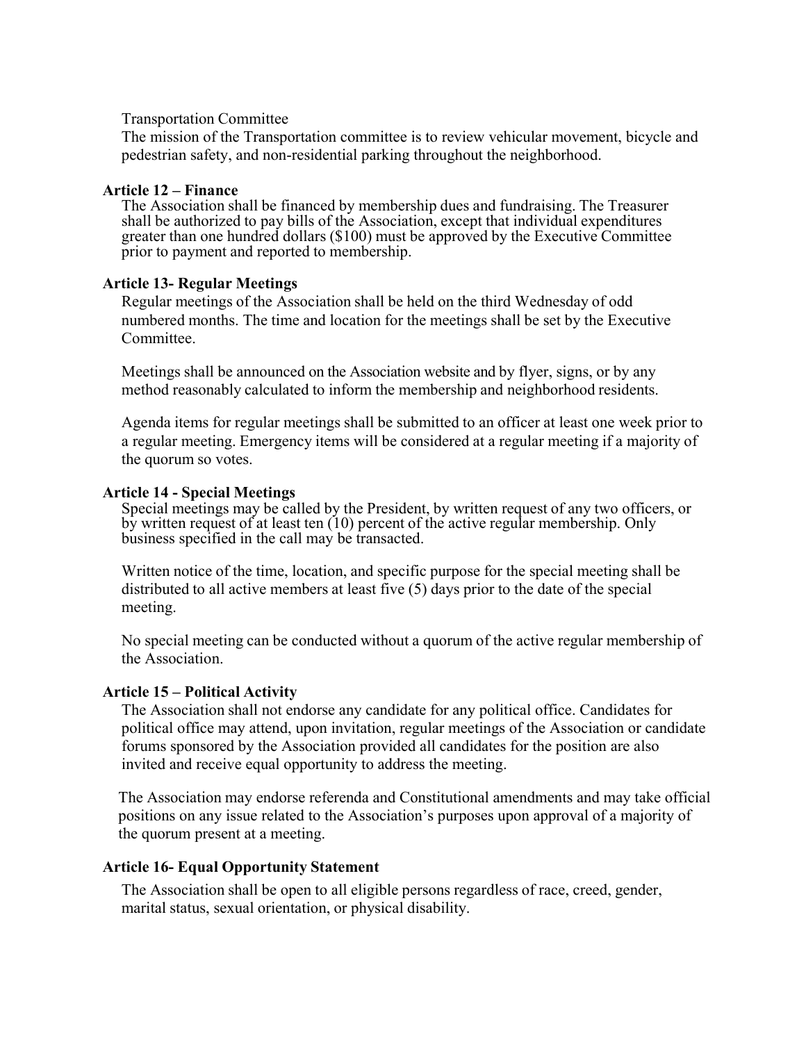Transportation Committee

The mission of the Transportation committee is to review vehicular movement, bicycle and pedestrian safety, and non-residential parking throughout the neighborhood.

**Article 12 – Finance**

The Association shall be financed by membership dues and fundraising. The Treasurer shall be authorized to pay bills of the Association, except that individual expenditures greater than one hundred dollars ($100) must be approved by the Executive Committee prior to payment and reported to membership.

**Article 13- Regular Meetings**

Regular meetings of the Association shall be held on the third Wednesday of odd numbered months. The time and location for the meetings shall be set by the Executive Committee.

Meetings shall be announced on the Association website and by flyer, signs, or by any method reasonably calculated to inform the membership and neighborhood residents.

Agenda items for regular meetings shall be submitted to an officer at least one week prior to a regular meeting. Emergency items will be considered at a regular meeting if a majority of the quorum so votes.

**Article 14 - Special Meetings**

Special meetings may be called by the President, by written request of any two officers, or by written request of at least ten (10) percent of the active regular membership. Only business specified in the call may be transacted.

Written notice of the time, location, and specific purpose for the special meeting shall be distributed to all active members at least five (5) days prior to the date of the special meeting.

No special meeting can be conducted without a quorum of the active regular membership of the Association.

**Article 15 – Political Activity**

The Association shall not endorse any candidate for any political office. Candidates for political office may attend, upon invitation, regular meetings of the Association or candidate forums sponsored by the Association provided all candidates for the position are also invited and receive equal opportunity to address the meeting.

The Association may endorse referenda and Constitutional amendments and may take official positions on any issue related to the Association's purposes upon approval of a majority of the quorum present at a meeting.

**Article 16- Equal Opportunity Statement**

The Association shall be open to all eligible persons regardless of race, creed, gender, marital status, sexual orientation, or physical disability.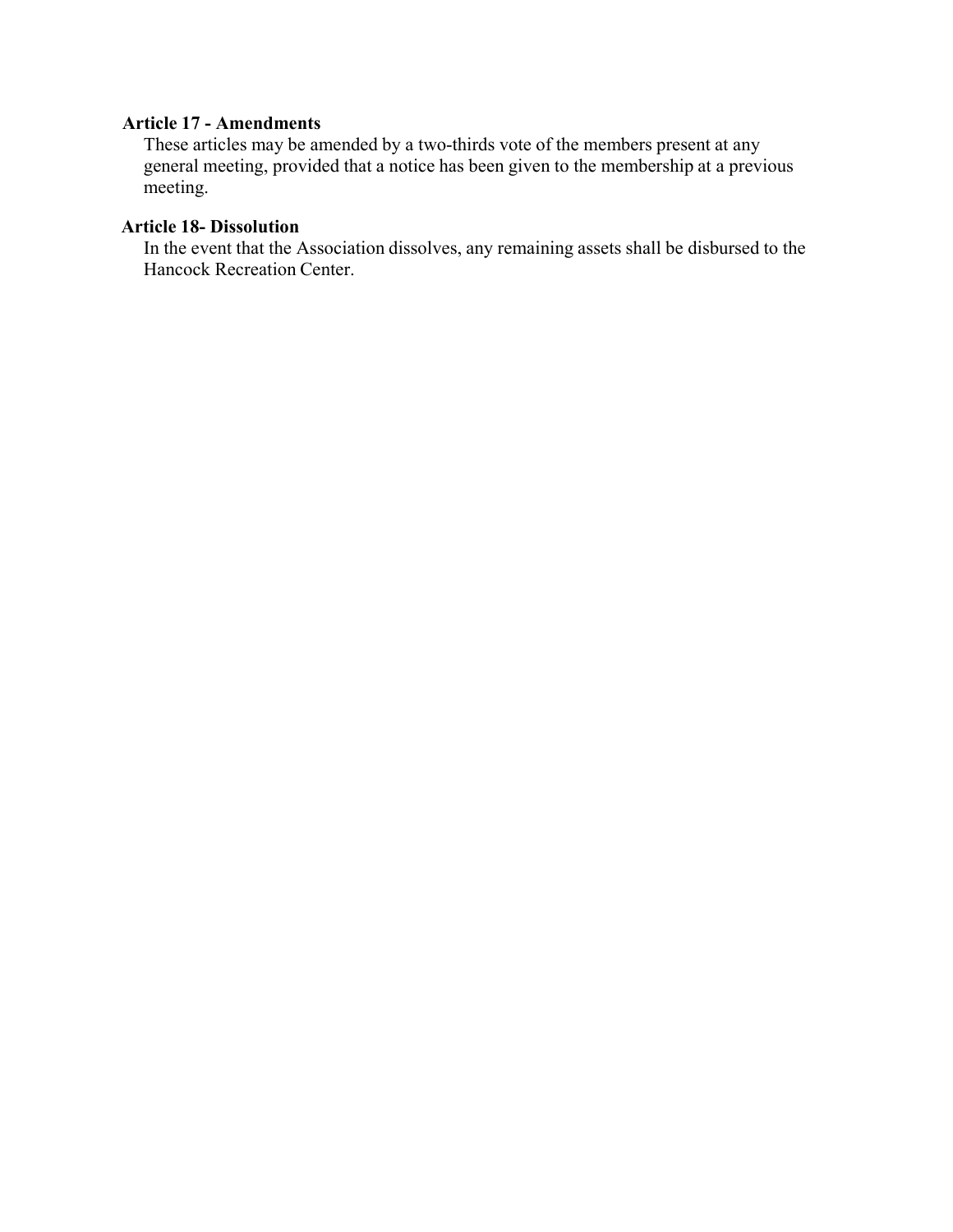**Article 17 - Amendments**

These articles may be amended by a two-thirds vote of the members present at any general meeting, provided that a notice has been given to the membership at a previous meeting.

**Article 18- Dissolution**

In the event that the Association dissolves, any remaining assets shall be disbursed to the Hancock Recreation Center.